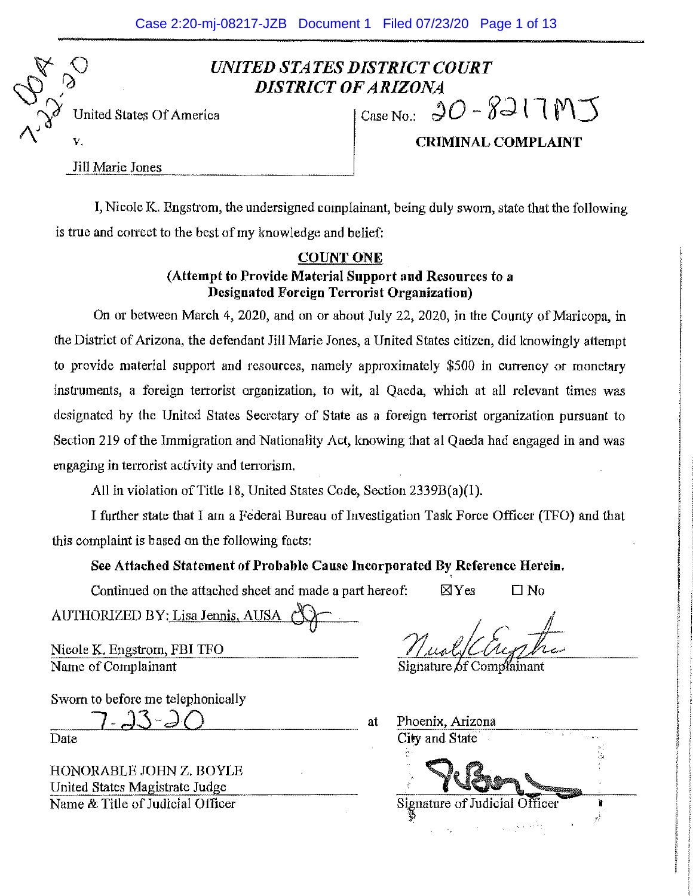# *UNITED STATES DISTRICT COURT*
# *DISTRICT OF ARIZONA*

United States Of America

v.

Jill Marie Jones

Case No.: 20-8217MJ

**CRIMINAL COMPLAINT**

I, Nicole K. Engstrom, the undersigned complainant, being duly sworn, state that the following is true and correct to the best of my knowledge and belief:

**COUNT ONE**

**(Attempt to Provide Material Support and Resources to a Designated Foreign Terrorist Organization)**

On or between March 4, 2020, and on or about July 22, 2020, in the County of Maricopa, in the District of Arizona, the defendant Jill Marie Jones, a United States citizen, did knowingly attempt to provide material support and resources, namely approximately $500 in currency or monetary instruments, a foreign terrorist organization, to wit, al Qaeda, which at all relevant times was designated by the United States Secretary of State as a foreign terrorist organization pursuant to Section 219 of the Immigration and Nationality Act, knowing that al Qaeda had engaged in and was engaging in terrorist activity and terrorism.

All in violation of Title 18, United States Code, Section 2339B(a)(1).

I further state that I am a Federal Bureau of Investigation Task Force Officer (TFO) and that this complaint is based on the following facts:

**See Attached Statement of Probable Cause Incorporated By Reference Herein.**

Continued on the attached sheet and made a part hereof: ☒ Yes ☐ No

AUTHORIZED BY: Lisa Jennis, AUSA

Nicole K. Engstrom, FBI TFO
Name of Complainant

Signature of Complainant

Sworn to before me telephonically

7-23-20
Date

at Phoenix, Arizona
City and State

HONORABLE JOHN Z. BOYLE
United States Magistrate Judge
Name & Title of Judicial Officer

Signature of Judicial Officer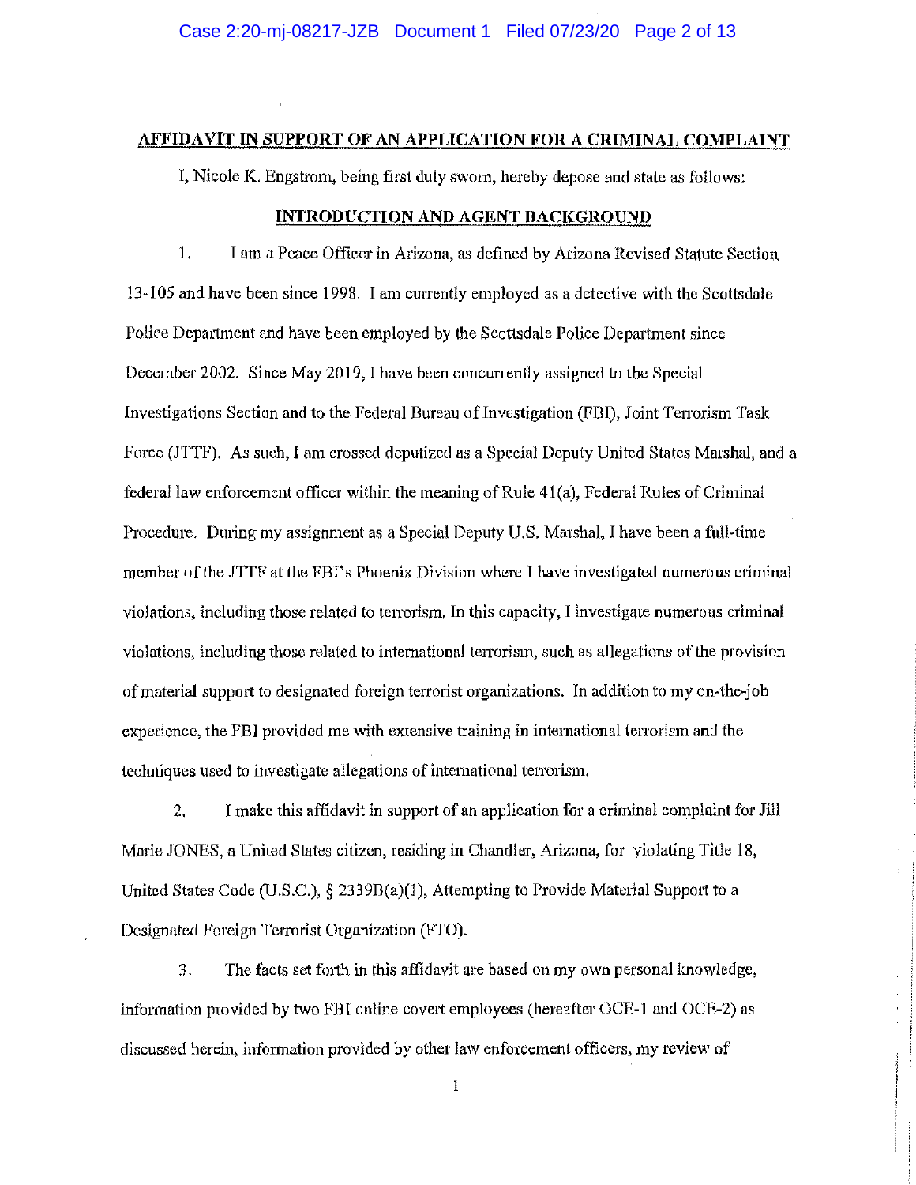## AFFIDAVIT IN SUPPORT OF AN APPLICATION FOR A CRIMINAL COMPLAINT

I, Nicole K. Engstrom, being first duly sworn, hereby depose and state as follows:

### INTRODUCTION AND AGENT BACKGROUND

1. I am a Peace Officer in Arizona, as defined by Arizona Revised Statute Section 13-105 and have been since 1998. I am currently employed as a detective with the Scottsdale Police Department and have been employed by the Scottsdale Police Department since December 2002. Since May 2019, I have been concurrently assigned to the Special Investigations Section and to the Federal Bureau of Investigation (FBI), Joint Terrorism Task Force (JTTF). As such, I am crossed deputized as a Special Deputy United States Marshal, and a federal law enforcement officer within the meaning of Rule 41(a), Federal Rules of Criminal Procedure. During my assignment as a Special Deputy U.S. Marshal, I have been a full-time member of the JTTF at the FBI's Phoenix Division where I have investigated numerous criminal violations, including those related to terrorism. In this capacity, I investigate numerous criminal violations, including those related to international terrorism, such as allegations of the provision of material support to designated foreign terrorist organizations. In addition to my on-the-job experience, the FBI provided me with extensive training in international terrorism and the techniques used to investigate allegations of international terrorism.

2. I make this affidavit in support of an application for a criminal complaint for Jill Marie JONES, a United States citizen, residing in Chandler, Arizona, for violating Title 18, United States Code (U.S.C.), § 2339B(a)(1), Attempting to Provide Material Support to a Designated Foreign Terrorist Organization (FTO).

3. The facts set forth in this affidavit are based on my own personal knowledge, information provided by two FBI online covert employees (hereafter OCE-1 and OCE-2) as discussed herein, information provided by other law enforcement officers, my review of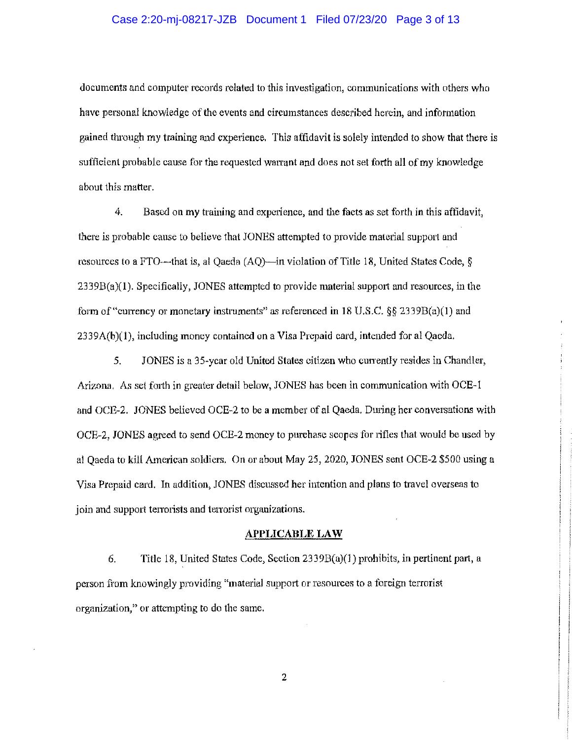documents and computer records related to this investigation, communications with others who have personal knowledge of the events and circumstances described herein, and information gained through my training and experience. This affidavit is solely intended to show that there is sufficient probable cause for the requested warrant and does not set forth all of my knowledge about this matter.

4. Based on my training and experience, and the facts as set forth in this affidavit, there is probable cause to believe that JONES attempted to provide material support and resources to a FTO—that is, al Qaeda (AQ)—in violation of Title 18, United States Code, § 2339B(a)(1). Specifically, JONES attempted to provide material support and resources, in the form of "currency or monetary instruments" as referenced in 18 U.S.C. §§ 2339B(a)(1) and 2339A(b)(1), including money contained on a Visa Prepaid card, intended for al Qaeda.

5. JONES is a 35-year old United States citizen who currently resides in Chandler, Arizona. As set forth in greater detail below, JONES has been in communication with OCE-1 and OCE-2. JONES believed OCE-2 to be a member of al Qaeda. During her conversations with OCE-2, JONES agreed to send OCE-2 money to purchase scopes for rifles that would be used by al Qaeda to kill American soldiers. On or about May 25, 2020, JONES sent OCE-2 $500 using a Visa Prepaid card. In addition, JONES discussed her intention and plans to travel overseas to join and support terrorists and terrorist organizations.

## APPLICABLE LAW

6. Title 18, United States Code, Section 2339B(a)(1) prohibits, in pertinent part, a person from knowingly providing "material support or resources to a foreign terrorist organization," or attempting to do the same.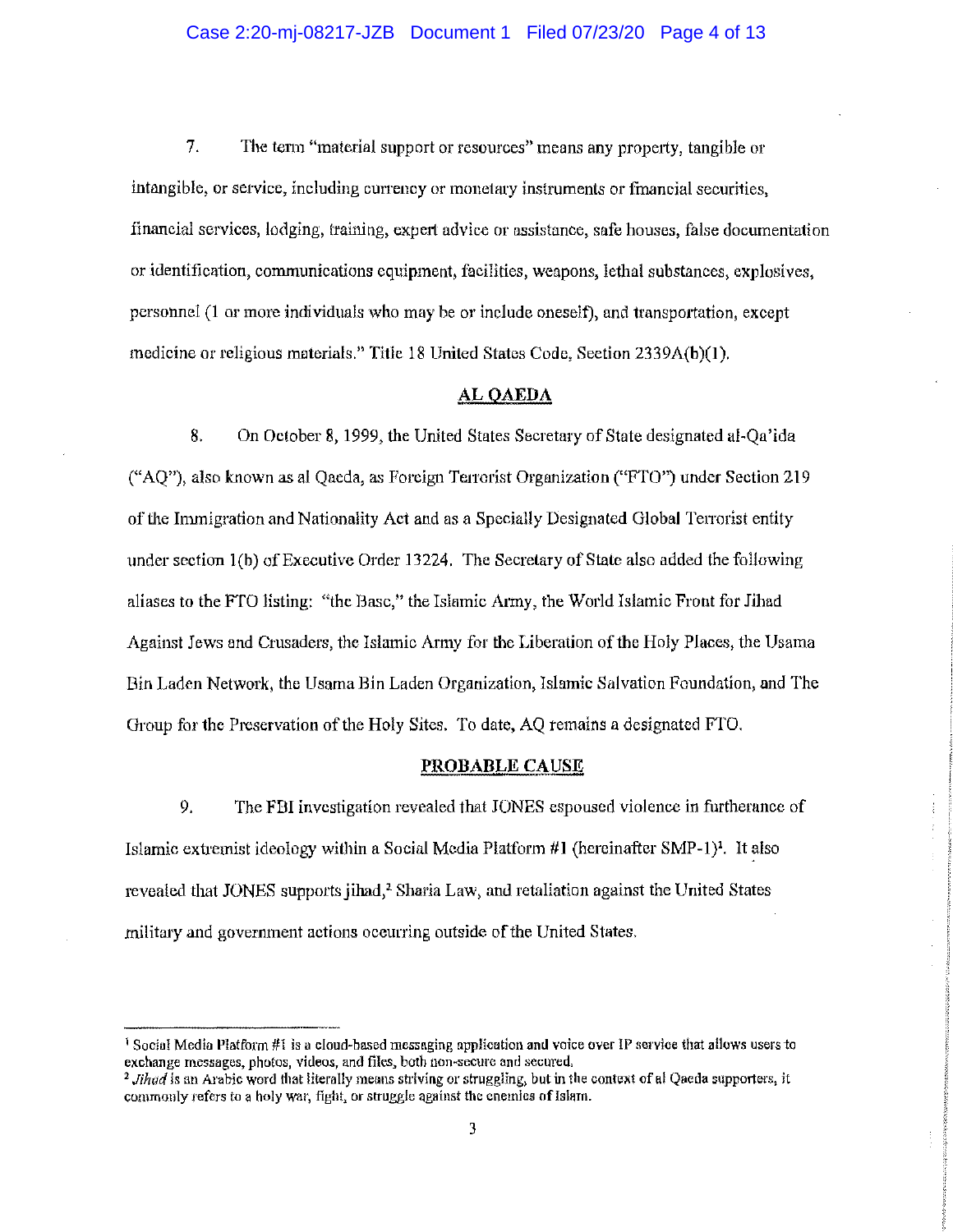7. The term "material support or resources" means any property, tangible or intangible, or service, including currency or monetary instruments or financial securities, financial services, lodging, training, expert advice or assistance, safe houses, false documentation or identification, communications equipment, facilities, weapons, lethal substances, explosives, personnel (1 or more individuals who may be or include oneself), and transportation, except medicine or religious materials." Title 18 United States Code, Section 2339A(b)(1).

## AL QAEDA

8. On October 8, 1999, the United States Secretary of State designated al-Qa'ida ("AQ"), also known as al Qaeda, as Foreign Terrorist Organization ("FTO") under Section 219 of the Immigration and Nationality Act and as a Specially Designated Global Terrorist entity under section 1(b) of Executive Order 13224. The Secretary of State also added the following aliases to the FTO listing: "the Base," the Islamic Army, the World Islamic Front for Jihad Against Jews and Crusaders, the Islamic Army for the Liberation of the Holy Places, the Usama Bin Laden Network, the Usama Bin Laden Organization, Islamic Salvation Foundation, and The Group for the Preservation of the Holy Sites. To date, AQ remains a designated FTO.

## PROBABLE CAUSE

9. The FBI investigation revealed that JONES espoused violence in furtherance of Islamic extremist ideology within a Social Media Platform #1 (hereinafter SMP-1)[1]. It also revealed that JONES supports jihad,[2] Sharia Law, and retaliation against the United States military and government actions occurring outside of the United States.

---

[1] Social Media Platform #1 is a cloud-based messaging application and voice over IP service that allows users to exchange messages, photos, videos, and files, both non-secure and secured.

[2] *Jihad* is an Arabic word that literally means striving or struggling, but in the context of al Qaeda supporters, it commonly refers to a holy war, fight, or struggle against the enemies of Islam.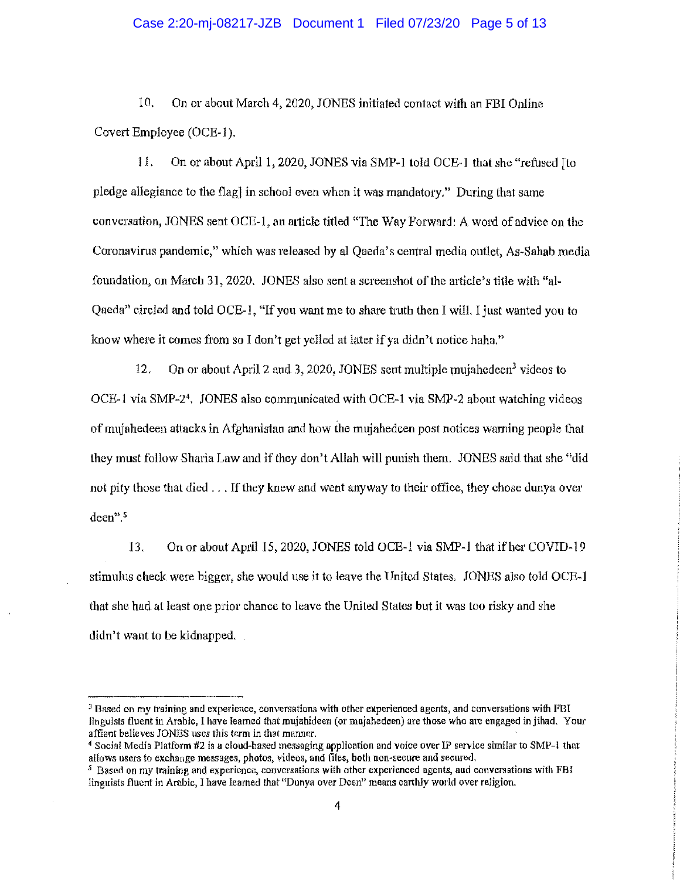10. On or about March 4, 2020, JONES initiated contact with an FBI Online Covert Employee (OCE-1).

11. On or about April 1, 2020, JONES via SMP-1 told OCE-1 that she "refused [to pledge allegiance to the flag] in school even when it was mandatory." During that same conversation, JONES sent OCE-1, an article titled "The Way Forward: A word of advice on the Coronavirus pandemic," which was released by al Qaeda's central media outlet, As-Sahab media foundation, on March 31, 2020. JONES also sent a screenshot of the article's title with "al-Qaeda" circled and told OCE-1, "If you want me to share truth then I will. I just wanted you to know where it comes from so I don't get yelled at later if ya didn't notice haha."

12. On or about April 2 and 3, 2020, JONES sent multiple mujahedeen[3] videos to OCE-1 via SMP-2[4]. JONES also communicated with OCE-1 via SMP-2 about watching videos of mujahedeen attacks in Afghanistan and how the mujahedeen post notices warning people that they must follow Sharia Law and if they don't Allah will punish them. JONES said that she "did not pity those that died . . . If they knew and went anyway to their office, they chose dunya over deen".[5]

13. On or about April 15, 2020, JONES told OCE-1 via SMP-1 that if her COVID-19 stimulus check were bigger, she would use it to leave the United States. JONES also told OCE-1 that she had at least one prior chance to leave the United States but it was too risky and she didn't want to be kidnapped.

---

[3] Based on my training and experience, conversations with other experienced agents, and conversations with FBI linguists fluent in Arabic, I have learned that mujahideen (or mujahedeen) are those who are engaged in jihad. Your affiant believes JONES uses this term in that manner.

[4] Social Media Platform #2 is a cloud-based messaging application and voice over IP service similar to SMP-1 that allows users to exchange messages, photos, videos, and files, both non-secure and secured.

[5] Based on my training and experience, conversations with other experienced agents, and conversations with FBI linguists fluent in Arabic, I have learned that "Dunya over Deen" means earthly world over religion.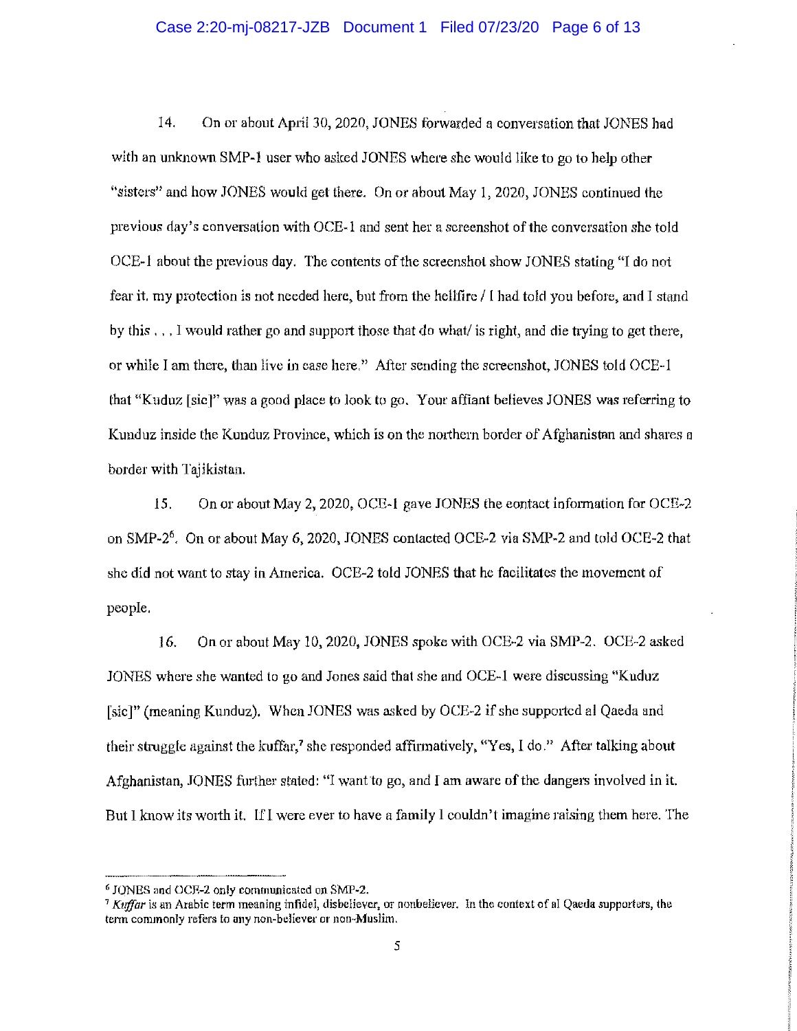14. On or about April 30, 2020, JONES forwarded a conversation that JONES had with an unknown SMP-1 user who asked JONES where she would like to go to help other "sisters" and how JONES would get there. On or about May 1, 2020, JONES continued the previous day's conversation with OCE-1 and sent her a screenshot of the conversation she told OCE-1 about the previous day. The contents of the screenshot show JONES stating "I do not fear it, my protection is not needed here, but from the hellfire / I had told you before, and I stand by this . . . I would rather go and support those that do what/ is right, and die trying to get there, or while I am there, than live in ease here." After sending the screenshot, JONES told OCE-1 that "Kuduz [sic]" was a good place to look to go. Your affiant believes JONES was referring to Kunduz inside the Kunduz Province, which is on the northern border of Afghanistan and shares a border with Tajikistan.

15. On or about May 2, 2020, OCE-1 gave JONES the contact information for OCE-2 on SMP-2[6]. On or about May 6, 2020, JONES contacted OCE-2 via SMP-2 and told OCE-2 that she did not want to stay in America. OCE-2 told JONES that he facilitates the movement of people.

16. On or about May 10, 2020, JONES spoke with OCE-2 via SMP-2. OCE-2 asked JONES where she wanted to go and Jones said that she and OCE-1 were discussing "Kuduz [sic]" (meaning Kunduz). When JONES was asked by OCE-2 if she supported al Qaeda and their struggle against the kuffar,[7] she responded affirmatively, "Yes, I do." After talking about Afghanistan, JONES further stated: "I want to go, and I am aware of the dangers involved in it. But I know its worth it. If I were ever to have a family I couldn't imagine raising them here. The

---

[6] JONES and OCE-2 only communicated on SMP-2.

[7] *Kuffar* is an Arabic term meaning infidel, disbeliever, or nonbeliever. In the context of al Qaeda supporters, the term commonly refers to any non-believer or non-Muslim.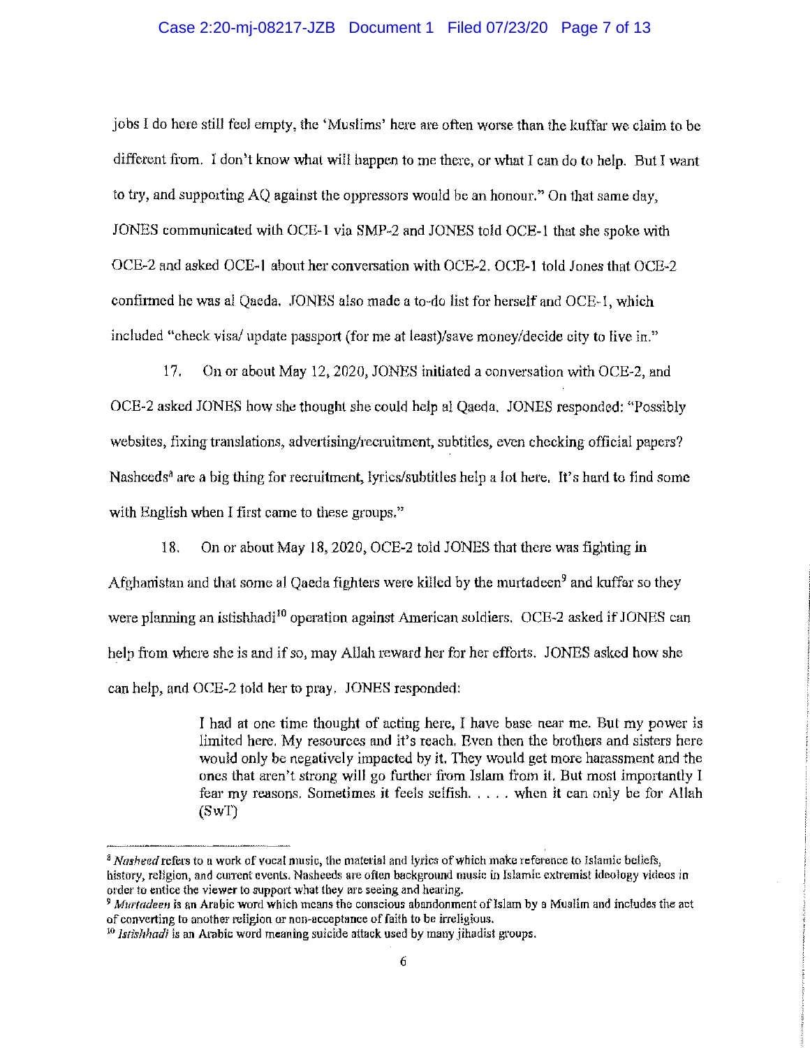jobs I do here still feel empty, the 'Muslims' here are often worse than the kuffar we claim to be different from. I don't know what will happen to me there, or what I can do to help. But I want to try, and supporting AQ against the oppressors would be an honour." On that same day, JONES communicated with OCE-1 via SMP-2 and JONES told OCE-1 that she spoke with OCE-2 and asked OCE-1 about her conversation with OCE-2. OCE-1 told Jones that OCE-2 confirmed he was al Qaeda. JONES also made a to-do list for herself and OCE-1, which included "check visa/ update passport (for me at least)/save money/decide city to live in."

17. On or about May 12, 2020, JONES initiated a conversation with OCE-2, and OCE-2 asked JONES how she thought she could help al Qaeda. JONES responded: "Possibly websites, fixing translations, advertising/recruitment, subtitles, even checking official papers? Nasheeds[8] are a big thing for recruitment, lyrics/subtitles help a lot here. It's hard to find some with English when I first came to these groups."

18. On or about May 18, 2020, OCE-2 told JONES that there was fighting in Afghanistan and that some al Qaeda fighters were killed by the murtadeen[9] and kuffar so they were planning an istishhadi[10] operation against American soldiers. OCE-2 asked if JONES can help from where she is and if so, may Allah reward her for her efforts. JONES asked how she can help, and OCE-2 told her to pray. JONES responded:

> I had at one time thought of acting here, I have base near me. But my power is limited here. My resources and it's reach. Even then the brothers and sisters here would only be negatively impacted by it. They would get more harassment and the ones that aren't strong will go further from Islam from it. But most importantly I fear my reasons. Sometimes it feels selfish. . . . . when it can only be for Allah (SwT)

---

[8] *Nasheed* refers to a work of vocal music, the material and lyrics of which make reference to Islamic beliefs, history, religion, and current events. Nasheeds are often background music in Islamic extremist ideology videos in order to entice the viewer to support what they are seeing and hearing.

[9] *Murtadeen* is an Arabic word which means the conscious abandonment of Islam by a Muslim and includes the act of converting to another religion or non-acceptance of faith to be irreligious.

[10] *Istishhadi* is an Arabic word meaning suicide attack used by many jihadist groups.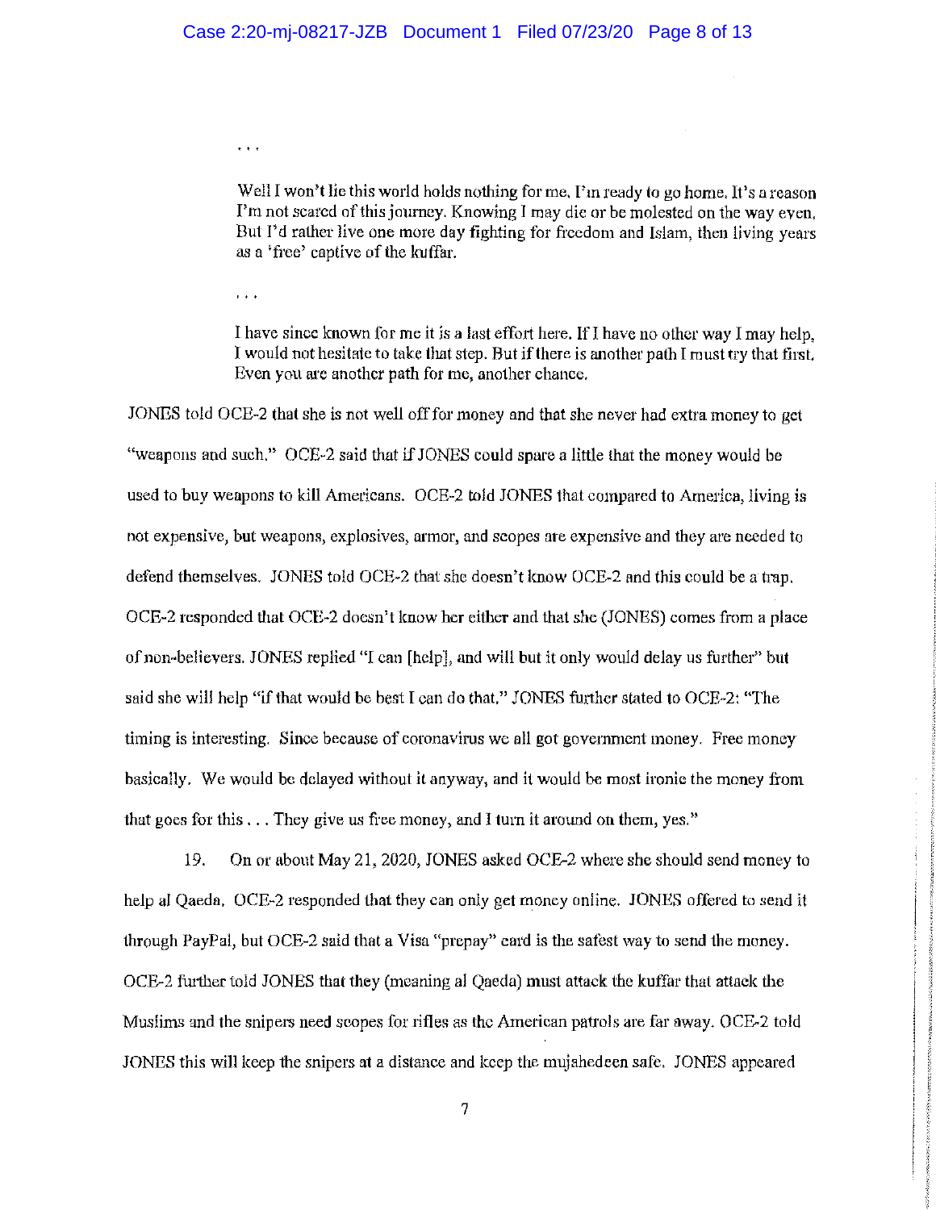. . .

> Well I won't lie this world holds nothing for me. I'm ready to go home. It's a reason I'm not scared of this journey. Knowing I may die or be molested on the way even. But I'd rather live one more day fighting for freedom and Islam, then living years as a 'free' captive of the kuffar.

. . .

> I have since known for me it is a last effort here. If I have no other way I may help, I would not hesitate to take that step. But if there is another path I must try that first. Even you are another path for me, another chance.

JONES told OCE-2 that she is not well off for money and that she never had extra money to get "weapons and such." OCE-2 said that if JONES could spare a little that the money would be used to buy weapons to kill Americans. OCE-2 told JONES that compared to America, living is not expensive, but weapons, explosives, armor, and scopes are expensive and they are needed to defend themselves. JONES told OCE-2 that she doesn't know OCE-2 and this could be a trap. OCE-2 responded that OCE-2 doesn't know her either and that she (JONES) comes from a place of non-believers. JONES replied "I can [help], and will but it only would delay us further" but said she will help "if that would be best I can do that." JONES further stated to OCE-2: "The timing is interesting. Since because of coronavirus we all got government money. Free money basically. We would be delayed without it anyway, and it would be most ironic the money from that goes for this . . . They give us free money, and I turn it around on them, yes."

19. On or about May 21, 2020, JONES asked OCE-2 where she should send money to help al Qaeda. OCE-2 responded that they can only get money online. JONES offered to send it through PayPal, but OCE-2 said that a Visa "prepay" card is the safest way to send the money. OCE-2 further told JONES that they (meaning al Qaeda) must attack the kuffar that attack the Muslims and the snipers need scopes for rifles as the American patrols are far away. OCE-2 told JONES this will keep the snipers at a distance and keep the mujahedeen safe. JONES appeared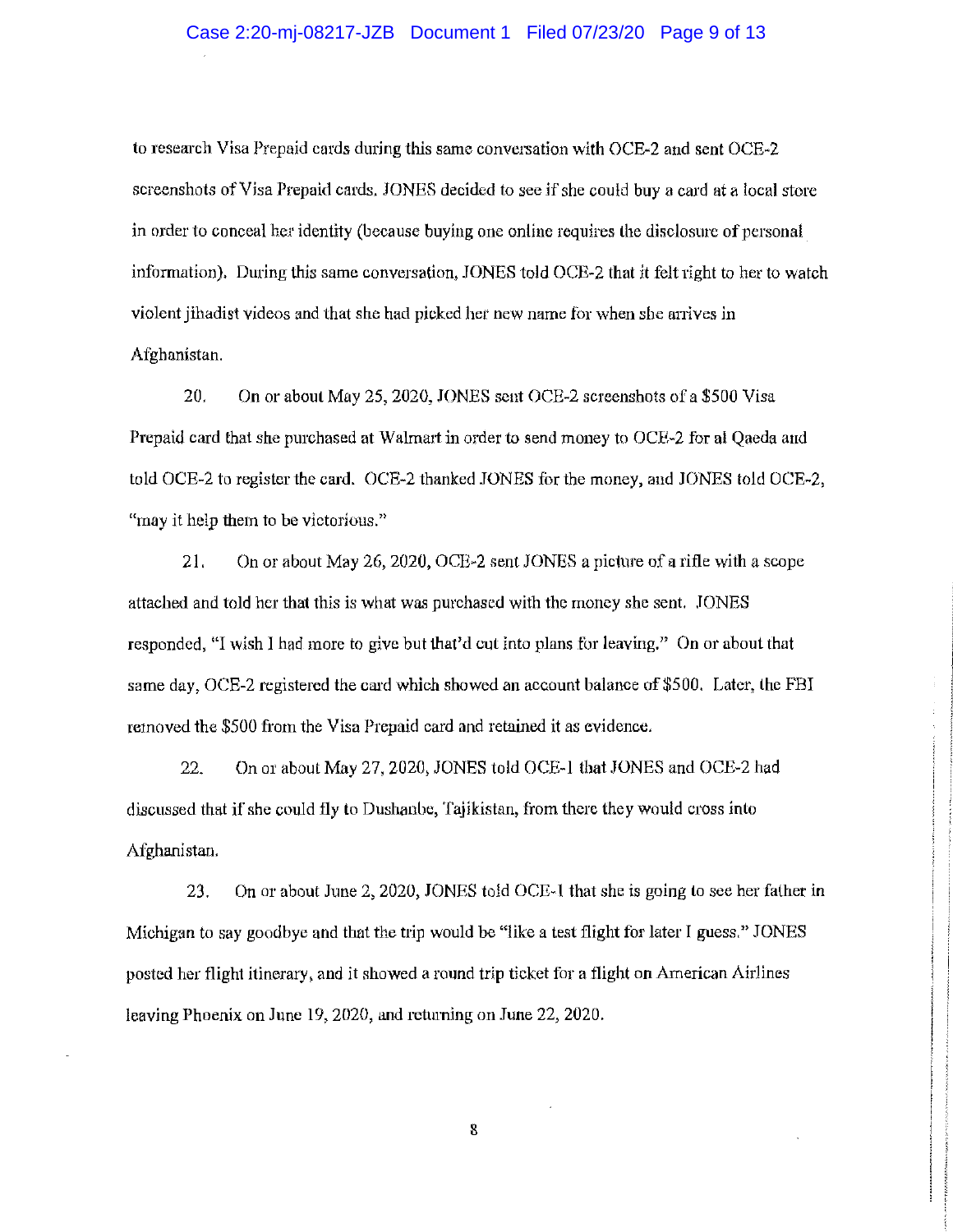to research Visa Prepaid cards during this same conversation with OCE-2 and sent OCE-2 screenshots of Visa Prepaid cards. JONES decided to see if she could buy a card at a local store in order to conceal her identity (because buying one online requires the disclosure of personal information). During this same conversation, JONES told OCE-2 that it felt right to her to watch violent jihadist videos and that she had picked her new name for when she arrives in Afghanistan.

20. On or about May 25, 2020, JONES sent OCE-2 screenshots of a $500 Visa Prepaid card that she purchased at Walmart in order to send money to OCE-2 for al Qaeda and told OCE-2 to register the card. OCE-2 thanked JONES for the money, and JONES told OCE-2, "may it help them to be victorious."

21. On or about May 26, 2020, OCE-2 sent JONES a picture of a rifle with a scope attached and told her that this is what was purchased with the money she sent. JONES responded, "I wish I had more to give but that'd cut into plans for leaving." On or about that same day, OCE-2 registered the card which showed an account balance of $500. Later, the FBI removed the $500 from the Visa Prepaid card and retained it as evidence.

22. On or about May 27, 2020, JONES told OCE-1 that JONES and OCE-2 had discussed that if she could fly to Dushanbe, Tajikistan, from there they would cross into Afghanistan.

23. On or about June 2, 2020, JONES told OCE-1 that she is going to see her father in Michigan to say goodbye and that the trip would be "like a test flight for later I guess." JONES posted her flight itinerary, and it showed a round trip ticket for a flight on American Airlines leaving Phoenix on June 19, 2020, and returning on June 22, 2020.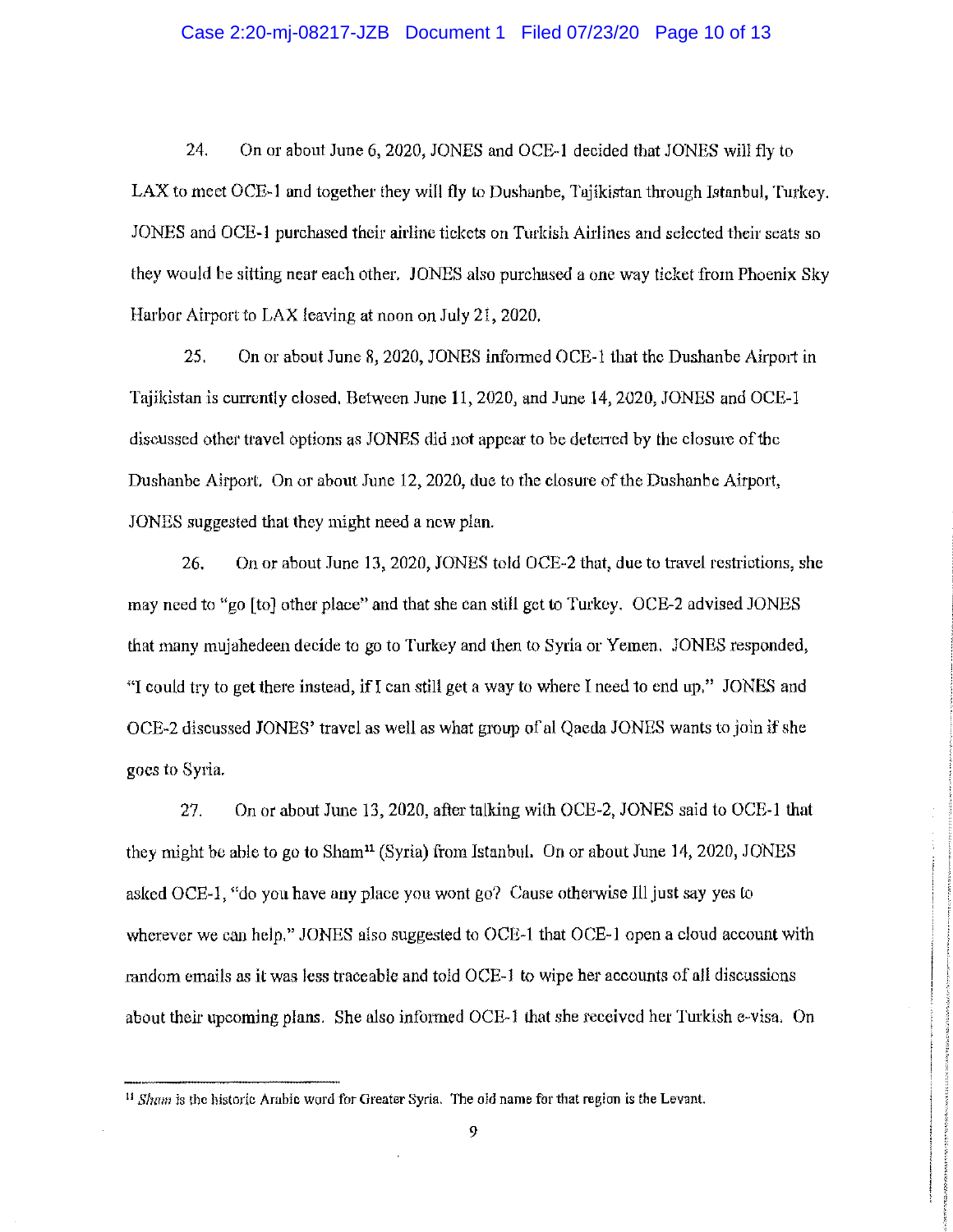24. On or about June 6, 2020, JONES and OCE-1 decided that JONES will fly to LAX to meet OCE-1 and together they will fly to Dushanbe, Tajikistan through Istanbul, Turkey. JONES and OCE-1 purchased their airline tickets on Turkish Airlines and selected their seats so they would be sitting near each other. JONES also purchased a one way ticket from Phoenix Sky Harbor Airport to LAX leaving at noon on July 21, 2020.

25. On or about June 8, 2020, JONES informed OCE-1 that the Dushanbe Airport in Tajikistan is currently closed. Between June 11, 2020, and June 14, 2020, JONES and OCE-1 discussed other travel options as JONES did not appear to be deterred by the closure of the Dushanbe Airport. On or about June 12, 2020, due to the closure of the Dushanbe Airport, JONES suggested that they might need a new plan.

26. On or about June 13, 2020, JONES told OCE-2 that, due to travel restrictions, she may need to "go [to] other place" and that she can still get to Turkey. OCE-2 advised JONES that many mujahedeen decide to go to Turkey and then to Syria or Yemen. JONES responded, "I could try to get there instead, if I can still get a way to where I need to end up," JONES and OCE-2 discussed JONES' travel as well as what group of al Qaeda JONES wants to join if she goes to Syria.

27. On or about June 13, 2020, after talking with OCE-2, JONES said to OCE-1 that they might be able to go to Sham[11] (Syria) from Istanbul. On or about June 14, 2020, JONES asked OCE-1, "do you have any place you wont go? Cause otherwise Ill just say yes to wherever we can help," JONES also suggested to OCE-1 that OCE-1 open a cloud account with random emails as it was less traceable and told OCE-1 to wipe her accounts of all discussions about their upcoming plans. She also informed OCE-1 that she received her Turkish e-visa. On

[11] *Sham* is the historic Arabic word for Greater Syria. The old name for that region is the Levant.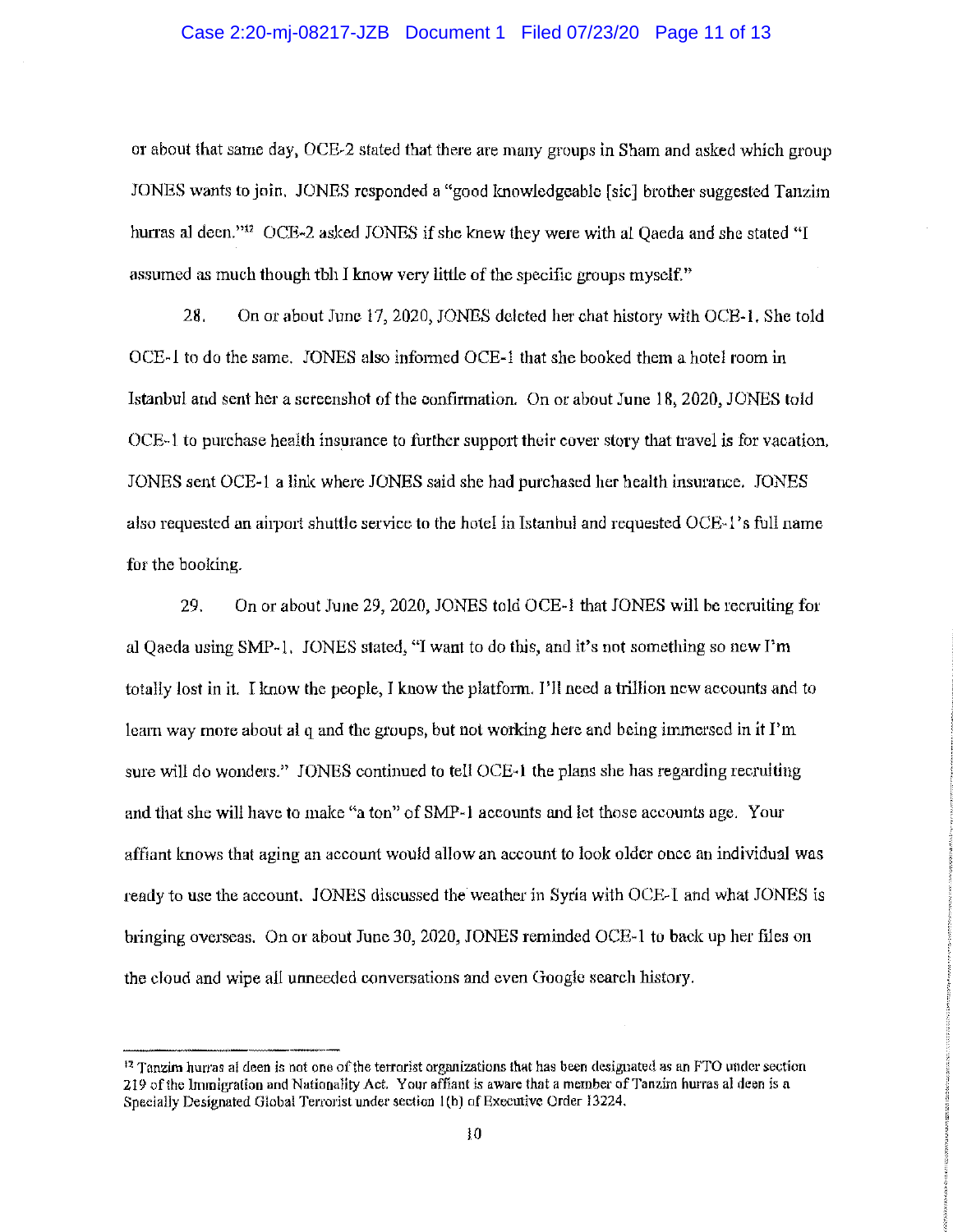or about that same day, OCE-2 stated that there are many groups in Sham and asked which group JONES wants to join. JONES responded a "good knowledgeable [sic] brother suggested Tanzim hurras al deen."[12] OCE-2 asked JONES if she knew they were with al Qaeda and she stated "I assumed as much though tbh I know very little of the specific groups myself."

28. On or about June 17, 2020, JONES deleted her chat history with OCE-1. She told OCE-1 to do the same. JONES also informed OCE-1 that she booked them a hotel room in Istanbul and sent her a screenshot of the confirmation. On or about June 18, 2020, JONES told OCE-1 to purchase health insurance to further support their cover story that travel is for vacation. JONES sent OCE-1 a link where JONES said she had purchased her health insurance. JONES also requested an airport shuttle service to the hotel in Istanbul and requested OCE-1's full name for the booking.

29. On or about June 29, 2020, JONES told OCE-1 that JONES will be recruiting for al Qaeda using SMP-1. JONES stated, "I want to do this, and it's not something so new I'm totally lost in it. I know the people, I know the platform. I'll need a trillion new accounts and to learn way more about al q and the groups, but not working here and being immersed in it I'm sure will do wonders." JONES continued to tell OCE-1 the plans she has regarding recruiting and that she will have to make "a ton" of SMP-1 accounts and let those accounts age. Your affiant knows that aging an account would allow an account to look older once an individual was ready to use the account. JONES discussed the weather in Syria with OCE-1 and what JONES is bringing overseas. On or about June 30, 2020, JONES reminded OCE-1 to back up her files on the cloud and wipe all unneeded conversations and even Google search history.

---

[12] Tanzim hurras al deen is not one of the terrorist organizations that has been designated as an FTO under section 219 of the Immigration and Nationality Act. Your affiant is aware that a member of Tanzim hurras al deen is a Specially Designated Global Terrorist under section 1(b) of Executive Order 13224.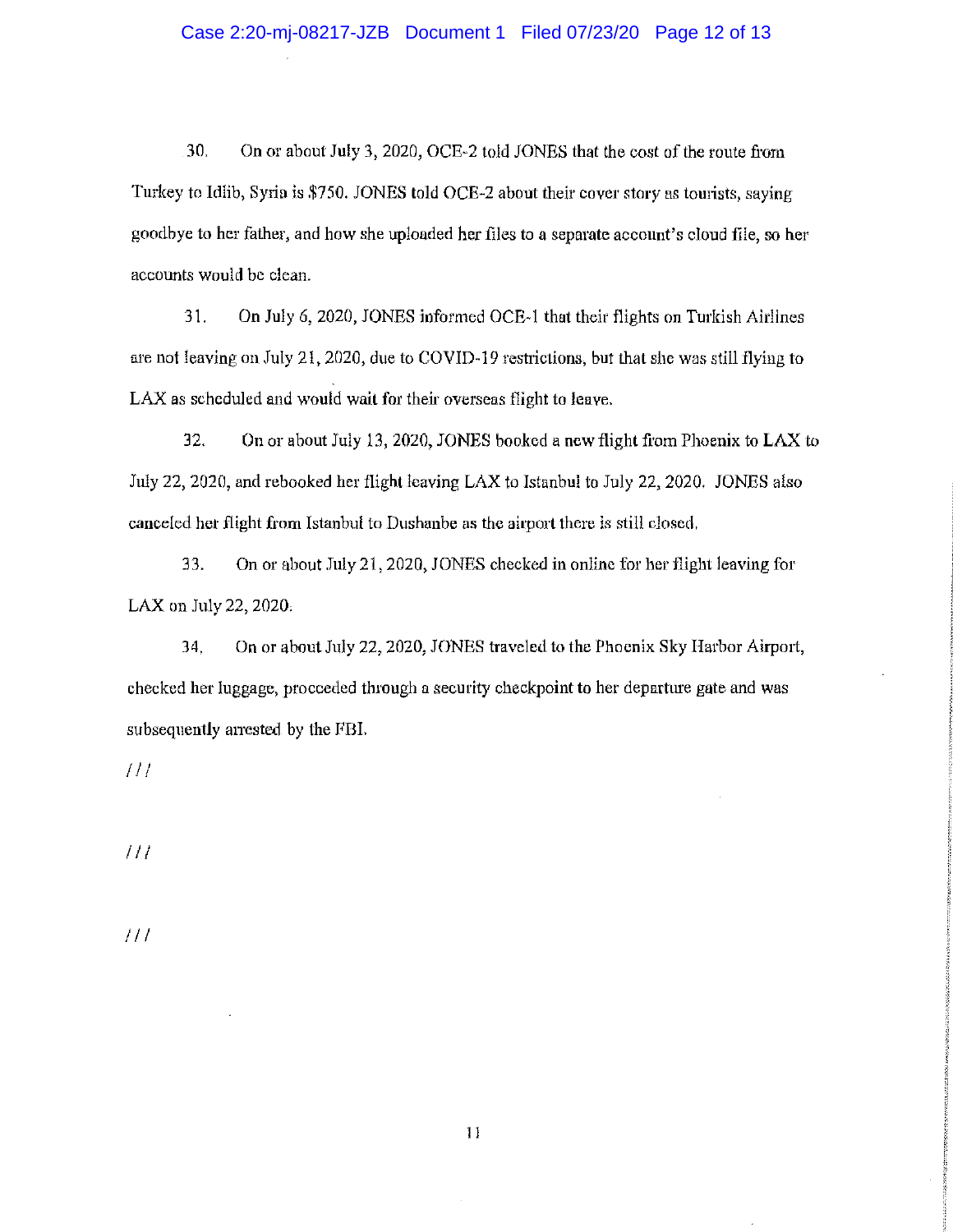30. On or about July 3, 2020, OCE-2 told JONES that the cost of the route from Turkey to Idlib, Syria is $750. JONES told OCE-2 about their cover story as tourists, saying goodbye to her father, and how she uploaded her files to a separate account's cloud file, so her accounts would be clean.

31. On July 6, 2020, JONES informed OCE-1 that their flights on Turkish Airlines are not leaving on July 21, 2020, due to COVID-19 restrictions, but that she was still flying to LAX as scheduled and would wait for their overseas flight to leave.

32. On or about July 13, 2020, JONES booked a new flight from Phoenix to LAX to July 22, 2020, and rebooked her flight leaving LAX to Istanbul to July 22, 2020. JONES also canceled her flight from Istanbul to Dushanbe as the airport there is still closed.

33. On or about July 21, 2020, JONES checked in online for her flight leaving for LAX on July 22, 2020.

34. On or about July 22, 2020, JONES traveled to the Phoenix Sky Harbor Airport, checked her luggage, proceeded through a security checkpoint to her departure gate and was subsequently arrested by the FBI.

///

///

///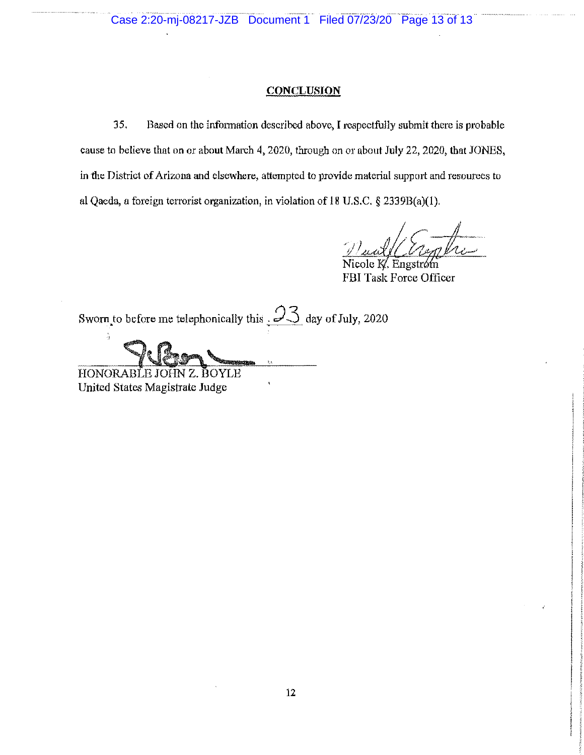## CONCLUSION

35. Based on the information described above, I respectfully submit there is probable cause to believe that on or about March 4, 2020, through on or about July 22, 2020, that JONES, in the District of Arizona and elsewhere, attempted to provide material support and resources to al Qaeda, a foreign terrorist organization, in violation of 18 U.S.C. § 2339B(a)(1).

Nicole K. Engstrom
FBI Task Force Officer

Sworn to before me telephonically this 23 day of July, 2020

HONORABLE JOHN Z. BOYLE
United States Magistrate Judge